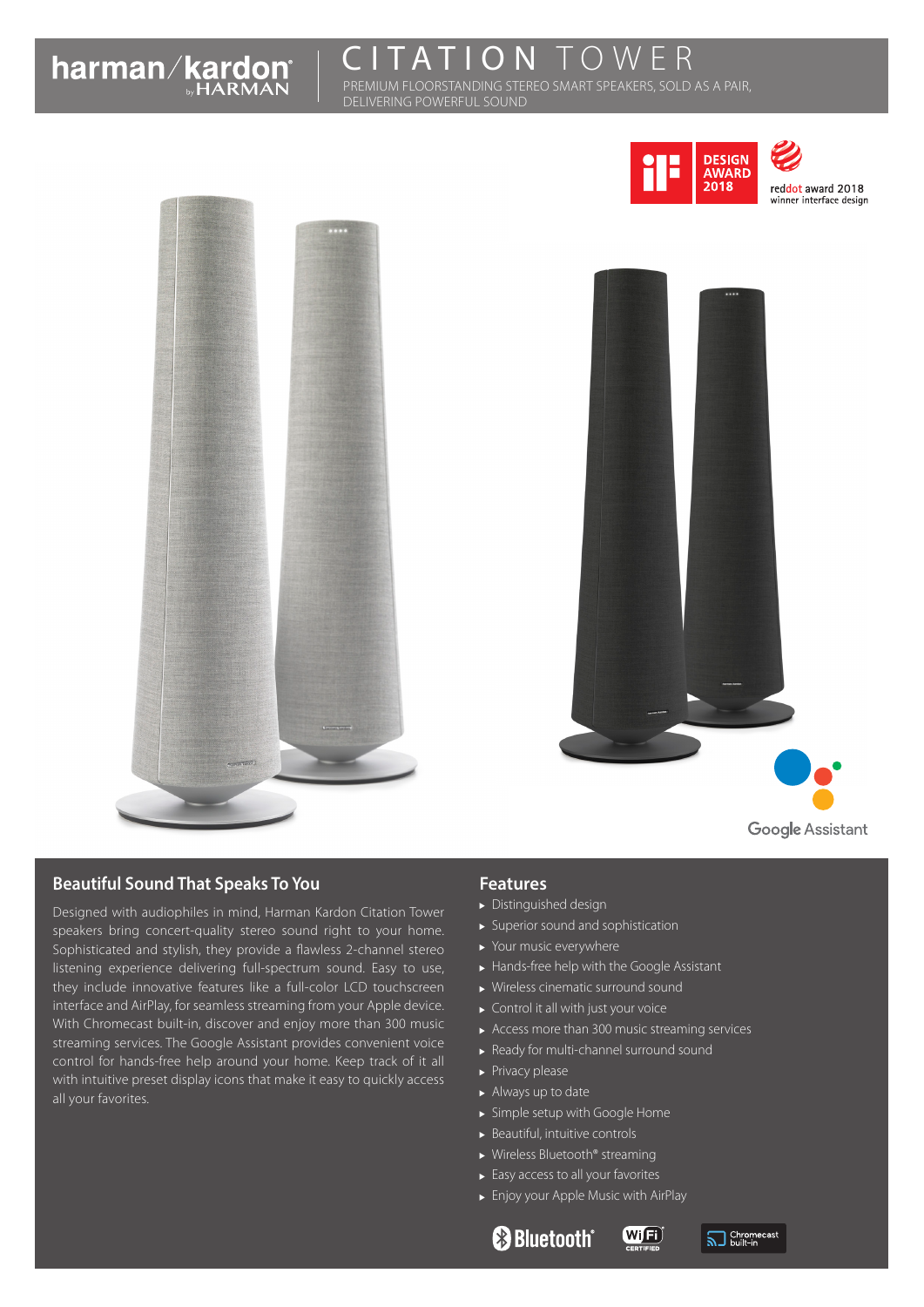# CITATION TOWER

PREMIUM FLOORSTANDING STEREO SMART SPEAKERS, SOLD AS A PAIR, DELIVERING POWERFUL SOUND

iF DESIGN AWARD 2018

reddot award 2018 winner interface design

Google Assistant

## Beautiful Sound That Speaks To You

Designed with audiophiles in mind, Harman Kardon Citation Tower speakers bring concert-quality stereo sound right to your home. Sophisticated and stylish, they provide a flawless 2-channel stereo listening experience delivering full-spectrum sound. Easy to use, they include innovative features like a full-color LCD touchscreen interface and AirPlay, for seamless streaming from your Apple device. With Chromecast built-in, discover and enjoy more than 300 music streaming services. The Google Assistant provides convenient voice control for hands-free help around your home. Keep track of it all with intuitive preset display icons that make it easy to quickly access all your favorites.

## Features

- Distinguished design
- Superior sound and sophistication
- Your music everywhere
- Hands-free help with the Google Assistant
- Wireless cinematic surround sound
- Control it all with just your voice
- Access more than 300 music streaming services
- Ready for multi-channel surround sound
- Privacy please
- Always up to date
- Simple setup with Google Home
- Beautiful, intuitive controls
- Wireless Bluetooth® streaming
- Easy access to all your favorites
- Enjoy your Apple Music with AirPlay

Bluetooth® | Wi-Fi CERTIFIED | Chromecast built-in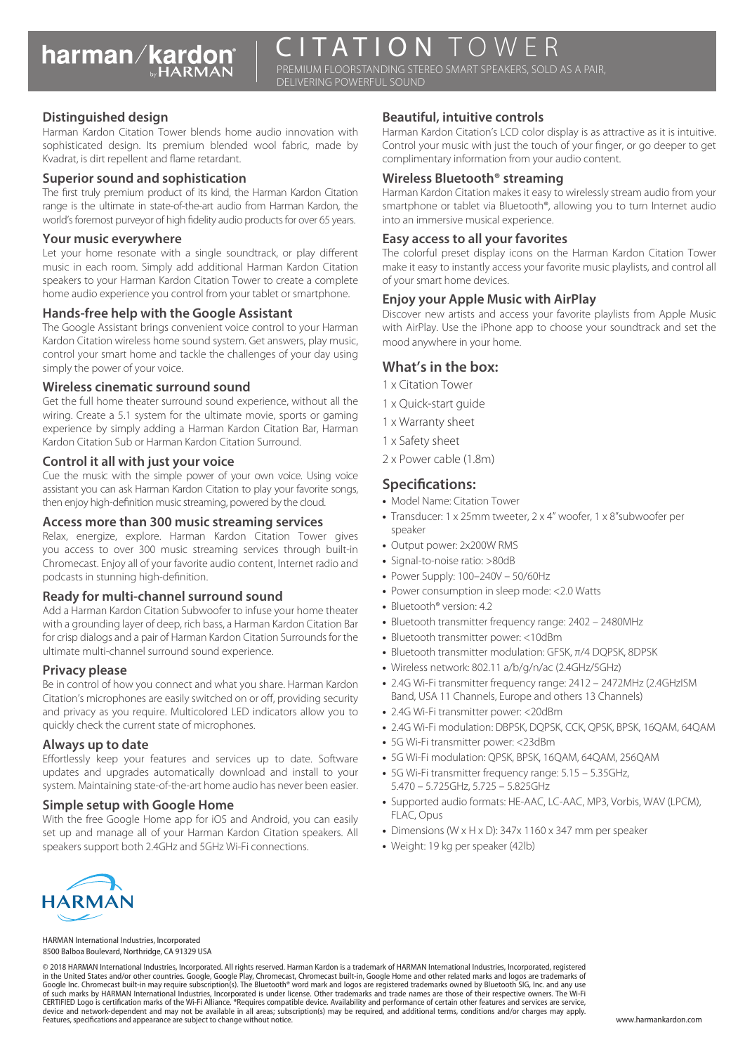# harman/kardon by HARMAN

# CITATION TOWER

PREMIUM FLOORSTANDING STEREO SMART SPEAKERS, SOLD AS A PAIR, DELIVERING POWERFUL SOUND

## Distinguished design

Harman Kardon Citation Tower blends home audio innovation with sophisticated design. Its premium blended wool fabric, made by Kvadrat, is dirt repellent and flame retardant.

## Superior sound and sophistication

The first truly premium product of its kind, the Harman Kardon Citation range is the ultimate in state-of-the-art audio from Harman Kardon, the world's foremost purveyor of high fidelity audio products for over 65 years.

## Your music everywhere

Let your home resonate with a single soundtrack, or play different music in each room. Simply add additional Harman Kardon Citation speakers to your Harman Kardon Citation Tower to create a complete home audio experience you control from your tablet or smartphone.

## Hands-free help with the Google Assistant

The Google Assistant brings convenient voice control to your Harman Kardon Citation wireless home sound system. Get answers, play music, control your smart home and tackle the challenges of your day using simply the power of your voice.

## Wireless cinematic surround sound

Get the full home theater surround sound experience, without all the wiring. Create a 5.1 system for the ultimate movie, sports or gaming experience by simply adding a Harman Kardon Citation Bar, Harman Kardon Citation Sub or Harman Kardon Citation Surround.

## Control it all with just your voice

Cue the music with the simple power of your own voice. Using voice assistant you can ask Harman Kardon Citation to play your favorite songs, then enjoy high-definition music streaming, powered by the cloud.

## Access more than 300 music streaming services

Relax, energize, explore. Harman Kardon Citation Tower gives you access to over 300 music streaming services through built-in Chromecast. Enjoy all of your favorite audio content, Internet radio and podcasts in stunning high-definition.

## Ready for multi-channel surround sound

Add a Harman Kardon Citation Subwoofer to infuse your home theater with a grounding layer of deep, rich bass, a Harman Kardon Citation Bar for crisp dialogs and a pair of Harman Kardon Citation Surrounds for the ultimate multi-channel surround sound experience.

## Privacy please

Be in control of how you connect and what you share. Harman Kardon Citation's microphones are easily switched on or off, providing security and privacy as you require. Multicolored LED indicators allow you to quickly check the current state of microphones.

## Always up to date

Effortlessly keep your features and services up to date. Software updates and upgrades automatically download and install to your system. Maintaining state-of-the-art home audio has never been easier.

## Simple setup with Google Home

With the free Google Home app for iOS and Android, you can easily set up and manage all of your Harman Kardon Citation speakers. All speakers support both 2.4GHz and 5GHz Wi-Fi connections.

## Beautiful, intuitive controls

Harman Kardon Citation's LCD color display is as attractive as it is intuitive. Control your music with just the touch of your finger, or go deeper to get complimentary information from your audio content.

## Wireless Bluetooth® streaming

Harman Kardon Citation makes it easy to wirelessly stream audio from your smartphone or tablet via Bluetooth®, allowing you to turn Internet audio into an immersive musical experience.

## Easy access to all your favorites

The colorful preset display icons on the Harman Kardon Citation Tower make it easy to instantly access your favorite music playlists, and control all of your smart home devices.

## Enjoy your Apple Music with AirPlay

Discover new artists and access your favorite playlists from Apple Music with AirPlay. Use the iPhone app to choose your soundtrack and set the mood anywhere in your home.

## What's in the box:

1 x Citation Tower

1 x Quick-start guide

1 x Warranty sheet

1 x Safety sheet

2 x Power cable (1.8m)

## Specifications:

- Model Name: Citation Tower
- Transducer: 1 x 25mm tweeter, 2 x 4" woofer, 1 x 8"subwoofer per speaker
- Output power: 2x200W RMS
- Signal-to-noise ratio: >80dB
- Power Supply: 100–240V – 50/60Hz
- Power consumption in sleep mode: <2.0 Watts
- Bluetooth® version: 4.2
- Bluetooth transmitter frequency range: 2402 – 2480MHz
- Bluetooth transmitter power: <10dBm
- Bluetooth transmitter modulation: GFSK, π/4 DQPSK, 8DPSK
- Wireless network: 802.11 a/b/g/n/ac (2.4GHz/5GHz)
- 2.4G Wi-Fi transmitter frequency range: 2412 – 2472MHz (2.4GHzISM Band, USA 11 Channels, Europe and others 13 Channels)
- 2.4G Wi-Fi transmitter power: <20dBm
- 2.4G Wi-Fi modulation: DBPSK, DQPSK, CCK, QPSK, BPSK, 16QAM, 64QAM
- 5G Wi-Fi transmitter power: <23dBm
- 5G Wi-Fi modulation: QPSK, BPSK, 16QAM, 64QAM, 256QAM
- 5G Wi-Fi transmitter frequency range: 5.15 – 5.35GHz, 5.470 – 5.725GHz, 5.725 – 5.825GHz
- Supported audio formats: HE-AAC, LC-AAC, MP3, Vorbis, WAV (LPCM), FLAC, Opus
- Dimensions (W x H x D): 347x 1160 x 347 mm per speaker
- Weight: 19 kg per speaker (42lb)

HARMAN

HARMAN International Industries, Incorporated
8500 Balboa Boulevard, Northridge, CA 91329 USA

© 2018 HARMAN International Industries, Incorporated. All rights reserved. Harman Kardon is a trademark of HARMAN International Industries, Incorporated, registered in the United States and/or other countries. Google, Google Play, Chromecast, Chromecast built-in, Google Home and other related marks and logos are trademarks of Google Inc. Chromecast built-in may require subscription(s). The Bluetooth® word mark and logos are registered trademarks owned by Bluetooth SIG, Inc. and any use of such marks by HARMAN International Industries, Incorporated is under license. Other trademarks and trade names are those of their respective owners. The Wi-Fi CERTIFIED Logo is certification marks of the Wi-Fi Alliance. *Requires compatible device. Availability and performance of certain other features and services are service, device and network-dependent and may not be available in all areas; subscription(s) may be required, and additional terms, conditions and/or charges may apply. Features, specifications and appearance are subject to change without notice.

www.harmankardon.com